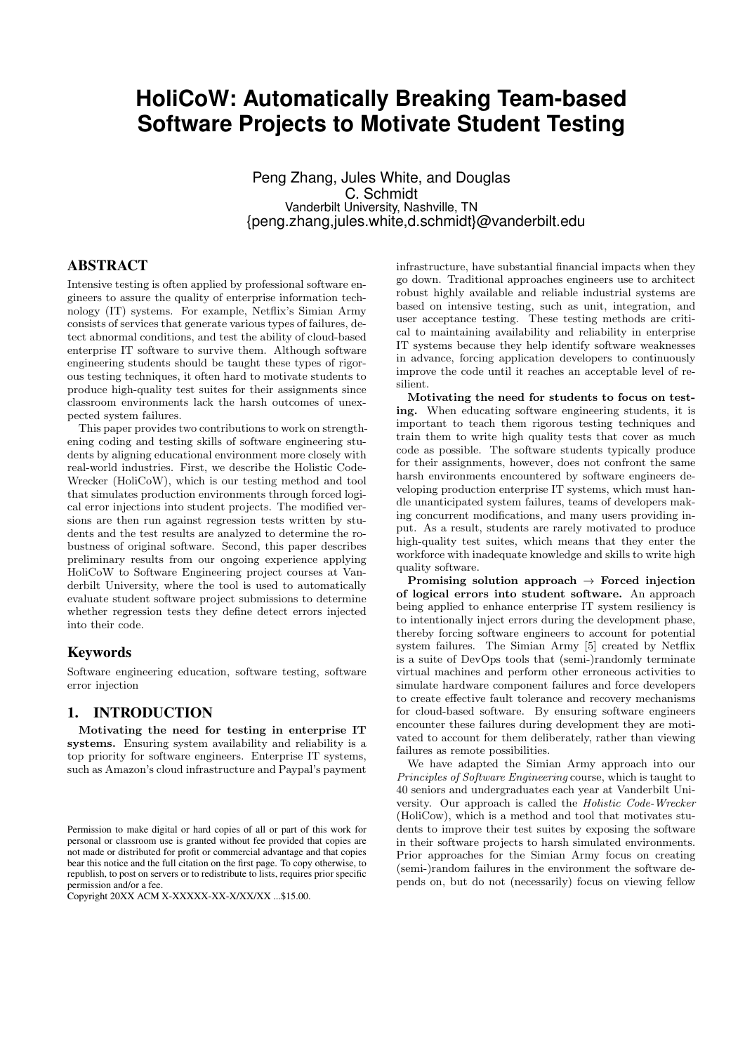# HoliCoW: Automatically Breaking Team-based Software Projects to Motivate Student Testing

Peng Zhang, Jules White, and Douglas C. Schmidt
Vanderbilt University, Nashville, TN
{peng.zhang,jules.white,d.schmidt}@vanderbilt.edu

## ABSTRACT

Intensive testing is often applied by professional software engineers to assure the quality of enterprise information technology (IT) systems. For example, Netflix's Simian Army consists of services that generate various types of failures, detect abnormal conditions, and test the ability of cloud-based enterprise IT software to survive them. Although software engineering students should be taught these types of rigorous testing techniques, it often hard to motivate students to produce high-quality test suites for their assignments since classroom environments lack the harsh outcomes of unexpected system failures.

This paper provides two contributions to work on strengthening coding and testing skills of software engineering students by aligning educational environment more closely with real-world industries. First, we describe the Holistic Code-Wrecker (HoliCoW), which is our testing method and tool that simulates production environments through forced logical error injections into student projects. The modified versions are then run against regression tests written by students and the test results are analyzed to determine the robustness of original software. Second, this paper describes preliminary results from our ongoing experience applying HoliCoW to Software Engineering project courses at Vanderbilt University, where the tool is used to automatically evaluate student software project submissions to determine whether regression tests they define detect errors injected into their code.

## Keywords

Software engineering education, software testing, software error injection

## 1. INTRODUCTION

**Motivating the need for testing in enterprise IT systems.** Ensuring system availability and reliability is a top priority for software engineers. Enterprise IT systems, such as Amazon's cloud infrastructure and Paypal's payment infrastructure, have substantial financial impacts when they go down. Traditional approaches engineers use to architect robust highly available and reliable industrial systems are based on intensive testing, such as unit, integration, and user acceptance testing. These testing methods are critical to maintaining availability and reliability in enterprise IT systems because they help identify software weaknesses in advance, forcing application developers to continuously improve the code until it reaches an acceptable level of resilient.

**Motivating the need for students to focus on testing.** When educating software engineering students, it is important to teach them rigorous testing techniques and train them to write high quality tests that cover as much code as possible. The software students typically produce for their assignments, however, does not confront the same harsh environments encountered by software engineers developing production enterprise IT systems, which must handle unanticipated system failures, teams of developers making concurrent modifications, and many users providing input. As a result, students are rarely motivated to produce high-quality test suites, which means that they enter the workforce with inadequate knowledge and skills to write high quality software.

**Promising solution approach → Forced injection of logical errors into student software.** An approach being applied to enhance enterprise IT system resiliency is to intentionally inject errors during the development phase, thereby forcing software engineers to account for potential system failures. The Simian Army [5] created by Netflix is a suite of DevOps tools that (semi-)randomly terminate virtual machines and perform other erroneous activities to simulate hardware component failures and force developers to create effective fault tolerance and recovery mechanisms for cloud-based software. By ensuring software engineers encounter these failures during development they are motivated to account for them deliberately, rather than viewing failures as remote possibilities.

We have adapted the Simian Army approach into our *Principles of Software Engineering* course, which is taught to 40 seniors and undergraduates each year at Vanderbilt University. Our approach is called the *Holistic Code-Wrecker* (HoliCow), which is a method and tool that motivates students to improve their test suites by exposing the software in their software projects to harsh simulated environments. Prior approaches for the Simian Army focus on creating (semi-)random failures in the environment the software depends on, but do not (necessarily) focus on viewing fellow

Permission to make digital or hard copies of all or part of this work for personal or classroom use is granted without fee provided that copies are not made or distributed for profit or commercial advantage and that copies bear this notice and the full citation on the first page. To copy otherwise, to republish, to post on servers or to redistribute to lists, requires prior specific permission and/or a fee.
Copyright 20XX ACM X-XXXXX-XX-X/XX/XX ...$15.00.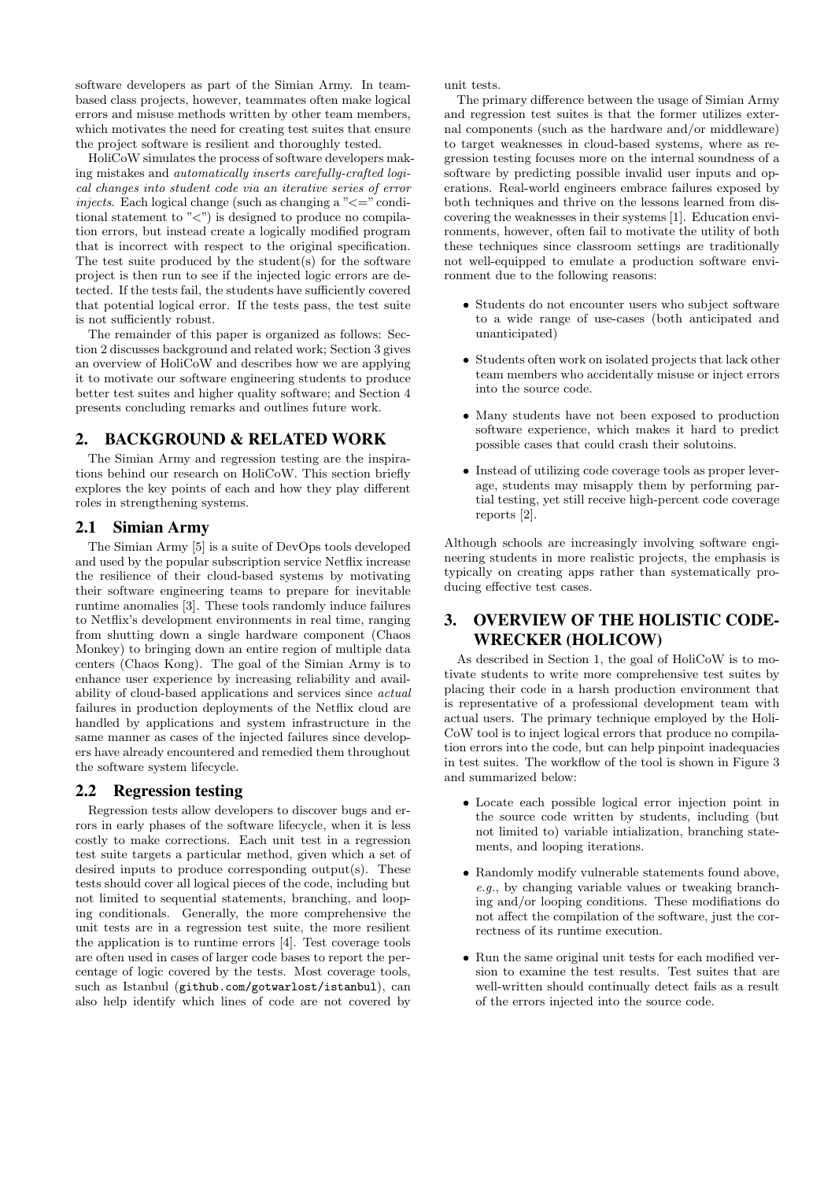software developers as part of the Simian Army. In team-based class projects, however, teammates often make logical errors and misuse methods written by other team members, which motivates the need for creating test suites that ensure the project software is resilient and thoroughly tested.

HoliCoW simulates the process of software developers making mistakes and *automatically inserts carefully-crafted logical changes into student code via an iterative series of error injects*. Each logical change (such as changing a "<=" conditional statement to "<") is designed to produce no compilation errors, but instead create a logically modified program that is incorrect with respect to the original specification. The test suite produced by the student(s) for the software project is then run to see if the injected logic errors are detected. If the tests fail, the students have sufficiently covered that potential logical error. If the tests pass, the test suite is not sufficiently robust.

The remainder of this paper is organized as follows: Section 2 discusses background and related work; Section 3 gives an overview of HoliCoW and describes how we are applying it to motivate our software engineering students to produce better test suites and higher quality software; and Section 4 presents concluding remarks and outlines future work.

## 2. BACKGROUND & RELATED WORK

The Simian Army and regression testing are the inspirations behind our research on HoliCoW. This section briefly explores the key points of each and how they play different roles in strengthening systems.

### 2.1 Simian Army

The Simian Army [5] is a suite of DevOps tools developed and used by the popular subscription service Netflix increase the resilience of their cloud-based systems by motivating their software engineering teams to prepare for inevitable runtime anomalies [3]. These tools randomly induce failures to Netflix's development environments in real time, ranging from shutting down a single hardware component (Chaos Monkey) to bringing down an entire region of multiple data centers (Chaos Kong). The goal of the Simian Army is to enhance user experience by increasing reliability and availability of cloud-based applications and services since *actual* failures in production deployments of the Netflix cloud are handled by applications and system infrastructure in the same manner as cases of the injected failures since developers have already encountered and remedied them throughout the software system lifecycle.

### 2.2 Regression testing

Regression tests allow developers to discover bugs and errors in early phases of the software lifecycle, when it is less costly to make corrections. Each unit test in a regression test suite targets a particular method, given which a set of desired inputs to produce corresponding output(s). These tests should cover all logical pieces of the code, including but not limited to sequential statements, branching, and looping conditionals. Generally, the more comprehensive the unit tests are in a regression test suite, the more resilient the application is to runtime errors [4]. Test coverage tools are often used in cases of larger code bases to report the percentage of logic covered by the tests. Most coverage tools, such as Istanbul (`github.com/gotwarlost/istanbul`), can also help identify which lines of code are not covered by unit tests.

The primary difference between the usage of Simian Army and regression test suites is that the former utilizes external components (such as the hardware and/or middleware) to target weaknesses in cloud-based systems, where as regression testing focuses more on the internal soundness of a software by predicting possible invalid user inputs and operations. Real-world engineers embrace failures exposed by both techniques and thrive on the lessons learned from discovering the weaknesses in their systems [1]. Education environments, however, often fail to motivate the utility of both these techniques since classroom settings are traditionally not well-equipped to emulate a production software environment due to the following reasons:

- Students do not encounter users who subject software to a wide range of use-cases (both anticipated and unanticipated)
- Students often work on isolated projects that lack other team members who accidentally misuse or inject errors into the source code.
- Many students have not been exposed to production software experience, which makes it hard to predict possible cases that could crash their solutoins.
- Instead of utilizing code coverage tools as proper leverage, students may misapply them by performing partial testing, yet still receive high-percent code coverage reports [2].

Although schools are increasingly involving software engineering students in more realistic projects, the emphasis is typically on creating apps rather than systematically producing effective test cases.

## 3. OVERVIEW OF THE HOLISTIC CODE-WRECKER (HOLICOW)

As described in Section 1, the goal of HoliCoW is to motivate students to write more comprehensive test suites by placing their code in a harsh production environment that is representative of a professional development team with actual users. The primary technique employed by the HoliCoW tool is to inject logical errors that produce no compilation errors into the code, but can help pinpoint inadequacies in test suites. The workflow of the tool is shown in Figure 3 and summarized below:

- Locate each possible logical error injection point in the source code written by students, including (but not limited to) variable intialization, branching statements, and looping iterations.
- Randomly modify vulnerable statements found above, *e.g.*, by changing variable values or tweaking branching and/or looping conditions. These modifications do not affect the compilation of the software, just the correctness of its runtime execution.
- Run the same original unit tests for each modified version to examine the test results. Test suites that are well-written should continually detect fails as a result of the errors injected into the source code.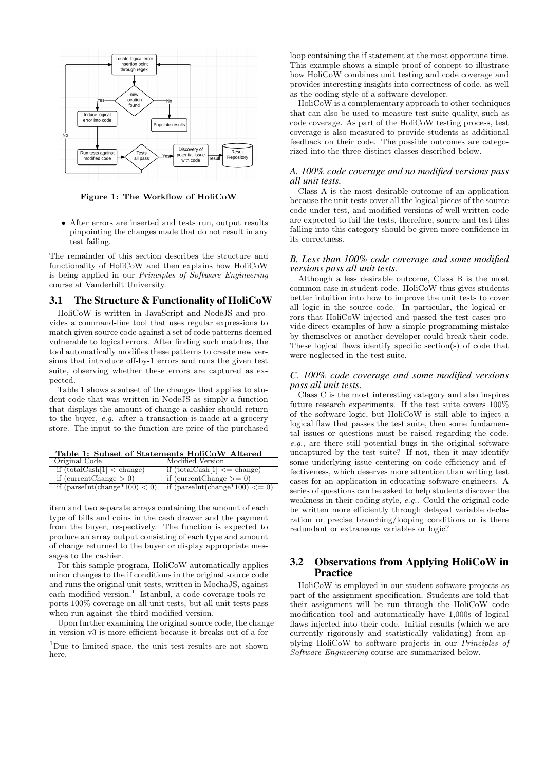Figure 1: The Workflow of HoliCoW

- After errors are inserted and tests run, output results pinpointing the changes made that do not result in any test failing.

The remainder of this section describes the structure and functionality of HoliCoW and then explains how HoliCoW is being applied in our *Principles of Software Engineering* course at Vanderbilt University.

## 3.1 The Structure & Functionality of HoliCoW

HoliCoW is written in JavaScript and NodeJS and provides a command-line tool that uses regular expressions to match given source code against a set of code patterns deemed vulnerable to logical errors. After finding such matches, the tool automatically modifies these patterns to create new versions that introduce off-by-1 errors and runs the given test suite, observing whether these errors are captured as expected.

Table 1 shows a subset of the changes that applies to student code that was written in NodeJS as simply a function that displays the amount of change a cashier should return to the buyer, *e.g.* after a transaction is made at a grocery store. The input to the function are price of the purchased item and two separate arrays containing the amount of each type of bills and coins in the cash drawer and the payment from the buyer, respectively. The function is expected to produce an array output consisting of each type and amount of change returned to the buyer or display appropriate messages to the cashier.

**Table 1: Subset of Statements HoliCoW Altered**

| Original Code | Modified Version |
|---|---|
| if (totalCash[1] < change) | if (totalCash[1] <= change) |
| if (currentChange > 0) | if (currentChange >= 0) |
| if (parseInt(change*100) < 0) | if (parseInt(change*100) <= 0) |

For this sample program, HoliCoW automatically applies minor changes to the if conditions in the original source code and runs the original unit tests, written in MochaJS, against each modified version.[1] Istanbul, a code coverage tools reports 100% coverage on all unit tests, but all unit tests pass when run against the third modified version.

Upon further examining the original source code, the change in version v3 is more efficient because it breaks out of a for loop containing the if statement at the most opportune time. This example shows a simple proof-of concept to illustrate how HoliCoW combines unit testing and code coverage and provides interesting insights into correctness of code, as well as the coding style of a software developer.

HoliCoW is a complementary approach to other techniques that can also be used to measure test suite quality, such as code coverage. As part of the HoliCoW testing process, test coverage is also measured to provide students as additional feedback on their code. The possible outcomes are categorized into the three distinct classes described below.

### A. 100% code coverage and no modified versions pass all unit tests.

Class A is the most desirable outcome of an application because the unit tests cover all the logical pieces of the source code under test, and modified versions of well-written code are expected to fail the tests, therefore, source and test files falling into this category should be given more confidence in its correctness.

### B. Less than 100% code coverage and some modified versions pass all unit tests.

Although a less desirable outcome, Class B is the most common case in student code. HoliCoW thus gives students better intuition into how to improve the unit tests to cover all logic in the source code. In particular, the logical errors that HoliCoW injected and passed the test cases provide direct examples of how a simple programming mistake by themselves or another developer could break their code. These logical flaws identify specific section(s) of code that were neglected in the test suite.

### C. 100% code coverage and some modified versions pass all unit tests.

Class C is the most interesting category and also inspires future research experiments. If the test suite covers 100% of the software logic, but HoliCoW is still able to inject a logical flaw that passes the test suite, then some fundamental issues or questions must be raised regarding the code, *e.g.*, are there still potential bugs in the original software uncaptured by the test suite? If not, then it may identify some underlying issue centering on code efficiency and effectiveness, which deserves more attention than writing test cases for an application in educating software engineers. A series of questions can be asked to help students discover the weakness in their coding style, *e.g.*. Could the original code be written more efficiently through delayed variable declaration or precise branching/looping conditions or is there redundant or extraneous variables or logic?

## 3.2 Observations from Applying HoliCoW in Practice

HoliCoW is employed in our student software projects as part of the assignment specification. Students are told that their assignment will be run through the HoliCoW code modification tool and automatically have 1,000s of logical flaws injected into their code. Initial results (which we are currently rigorously and statistically validating) from applying HoliCoW to software projects in our *Principles of Software Engineering* course are summarized below.

[1] Due to limited space, the unit test results are not shown here.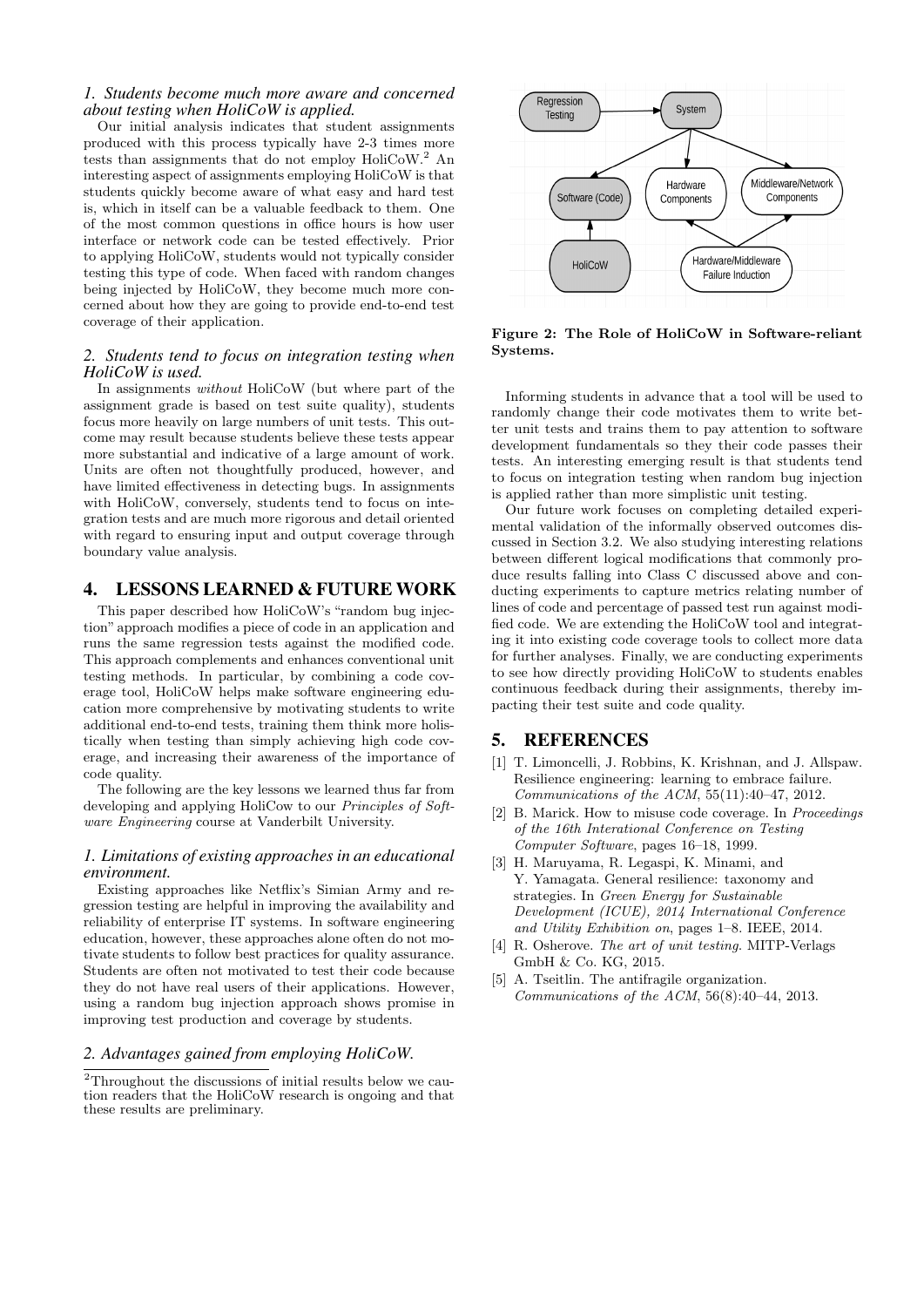*1. Students become much more aware and concerned about testing when HoliCoW is applied.*

Our initial analysis indicates that student assignments produced with this process typically have 2-3 times more tests than assignments that do not employ HoliCoW.[2] An interesting aspect of assignments employing HoliCoW is that students quickly become aware of what easy and hard test is, which in itself can be a valuable feedback to them. One of the most common questions in office hours is how user interface or network code can be tested effectively. Prior to applying HoliCoW, students would not typically consider testing this type of code. When faced with random changes being injected by HoliCoW, they become much more concerned about how they are going to provide end-to-end test coverage of their application.

*2. Students tend to focus on integration testing when HoliCoW is used.*

In assignments *without* HoliCoW (but where part of the assignment grade is based on test suite quality), students focus more heavily on large numbers of unit tests. This outcome may result because students believe these tests appear more substantial and indicative of a large amount of work. Units are often not thoughtfully produced, however, and have limited effectiveness in detecting bugs. In assignments with HoliCoW, conversely, students tend to focus on integration tests and are much more rigorous and detail oriented with regard to ensuring input and output coverage through boundary value analysis.

## 4. LESSONS LEARNED & FUTURE WORK

This paper described how HoliCoW's "random bug injection" approach modifies a piece of code in an application and runs the same regression tests against the modified code. This approach complements and enhances conventional unit testing methods. In particular, by combining a code coverage tool, HoliCoW helps make software engineering education more comprehensive by motivating students to write additional end-to-end tests, training them think more holistically when testing than simply achieving high code coverage, and increasing their awareness of the importance of code quality.

The following are the key lessons we learned thus far from developing and applying HoliCow to our *Principles of Software Engineering* course at Vanderbilt University.

*1. Limitations of existing approaches in an educational environment.*

Existing approaches like Netflix's Simian Army and regression testing are helpful in improving the availability and reliability of enterprise IT systems. In software engineering education, however, these approaches alone often do not motivate students to follow best practices for quality assurance. Students are often not motivated to test their code because they do not have real users of their applications. However, using a random bug injection approach shows promise in improving test production and coverage by students.

*2. Advantages gained from employing HoliCoW.*

[2]Throughout the discussions of initial results below we caution readers that the HoliCoW research is ongoing and that these results are preliminary.

Regression Testing

System

Software (Code)

Hardware Components

Middleware/Network Components

HoliCoW

Hardware/Middleware Failure Induction

**Figure 2: The Role of HoliCoW in Software-reliant Systems.**

Informing students in advance that a tool will be used to randomly change their code motivates them to write better unit tests and trains them to pay attention to software development fundamentals so they their code passes their tests. An interesting emerging result is that students tend to focus on integration testing when random bug injection is applied rather than more simplistic unit testing.

Our future work focuses on completing detailed experimental validation of the informally observed outcomes discussed in Section 3.2. We also studying interesting relations between different logical modifications that commonly produce results falling into Class C discussed above and conducting experiments to capture metrics relating number of lines of code and percentage of passed test run against modified code. We are extending the HoliCoW tool and integrating it into existing code coverage tools to collect more data for further analyses. Finally, we are conducting experiments to see how directly providing HoliCoW to students enables continuous feedback during their assignments, thereby impacting their test suite and code quality.

## 5. REFERENCES

[1] T. Limoncelli, J. Robbins, K. Krishnan, and J. Allspaw. Resilience engineering: learning to embrace failure. *Communications of the ACM*, 55(11):40–47, 2012.

[2] B. Marick. How to misuse code coverage. In *Proceedings of the 16th Interational Conference on Testing Computer Software*, pages 16–18, 1999.

[3] H. Maruyama, R. Legaspi, K. Minami, and Y. Yamagata. General resilience: taxonomy and strategies. In *Green Energy for Sustainable Development (ICUE), 2014 International Conference and Utility Exhibition on*, pages 1–8. IEEE, 2014.

[4] R. Osherove. *The art of unit testing*. MITP-Verlags GmbH & Co. KG, 2015.

[5] A. Tseitlin. The antifragile organization. *Communications of the ACM*, 56(8):40–44, 2013.